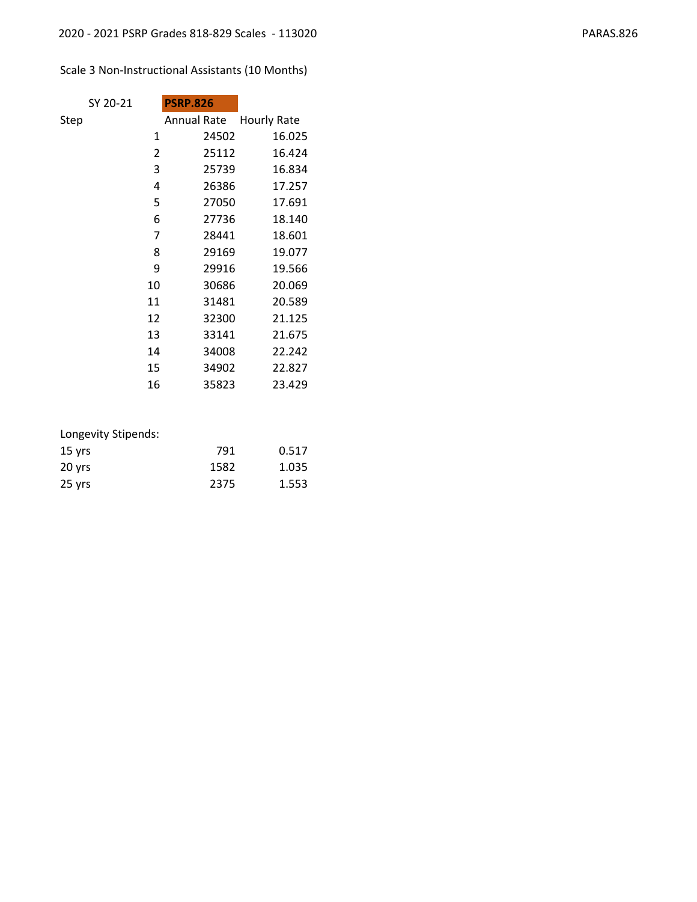2020 - 2021 PSRP Grades 818-829 Scales - 113020

PARAS.826

Scale 3 Non-Instructional Assistants (10 Months)

| SY 20-21 | PSRP.826 | |
|---|---|---|
| Step | Annual Rate | Hourly Rate |
| 1 | 24502 | 16.025 |
| 2 | 25112 | 16.424 |
| 3 | 25739 | 16.834 |
| 4 | 26386 | 17.257 |
| 5 | 27050 | 17.691 |
| 6 | 27736 | 18.140 |
| 7 | 28441 | 18.601 |
| 8 | 29169 | 19.077 |
| 9 | 29916 | 19.566 |
| 10 | 30686 | 20.069 |
| 11 | 31481 | 20.589 |
| 12 | 32300 | 21.125 |
| 13 | 33141 | 21.675 |
| 14 | 34008 | 22.242 |
| 15 | 34902 | 22.827 |
| 16 | 35823 | 23.429 |

| Longevity Stipends: | | |
|---|---|---|
| 15 yrs | 791 | 0.517 |
| 20 yrs | 1582 | 1.035 |
| 25 yrs | 2375 | 1.553 |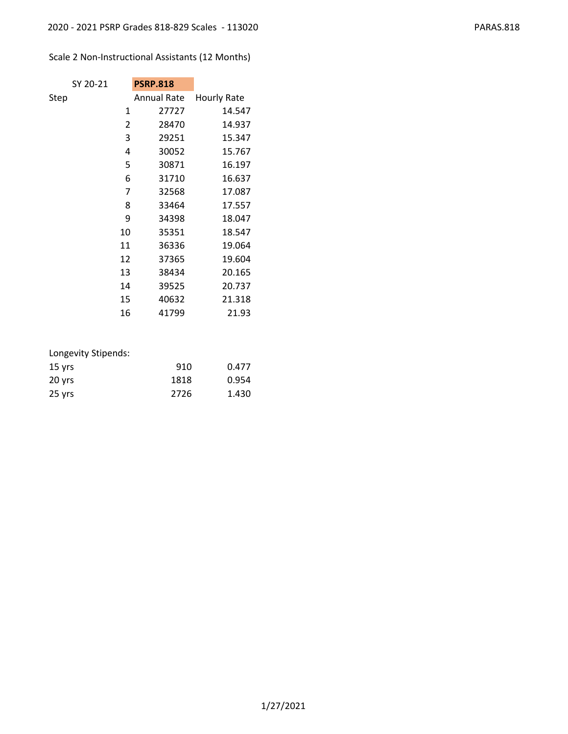Scale 2 Non-Instructional Assistants (12 Months)

| SY 20-21 | **PSRP.818** | |
|---|---|---|
| Step | Annual Rate | Hourly Rate |
| 1 | 27727 | 14.547 |
| 2 | 28470 | 14.937 |
| 3 | 29251 | 15.347 |
| 4 | 30052 | 15.767 |
| 5 | 30871 | 16.197 |
| 6 | 31710 | 16.637 |
| 7 | 32568 | 17.087 |
| 8 | 33464 | 17.557 |
| 9 | 34398 | 18.047 |
| 10 | 35351 | 18.547 |
| 11 | 36336 | 19.064 |
| 12 | 37365 | 19.604 |
| 13 | 38434 | 20.165 |
| 14 | 39525 | 20.737 |
| 15 | 40632 | 21.318 |
| 16 | 41799 | 21.93 |

Longevity Stipends:

| | | |
|---|---|---|
| 15 yrs | 910 | 0.477 |
| 20 yrs | 1818 | 0.954 |
| 25 yrs | 2726 | 1.430 |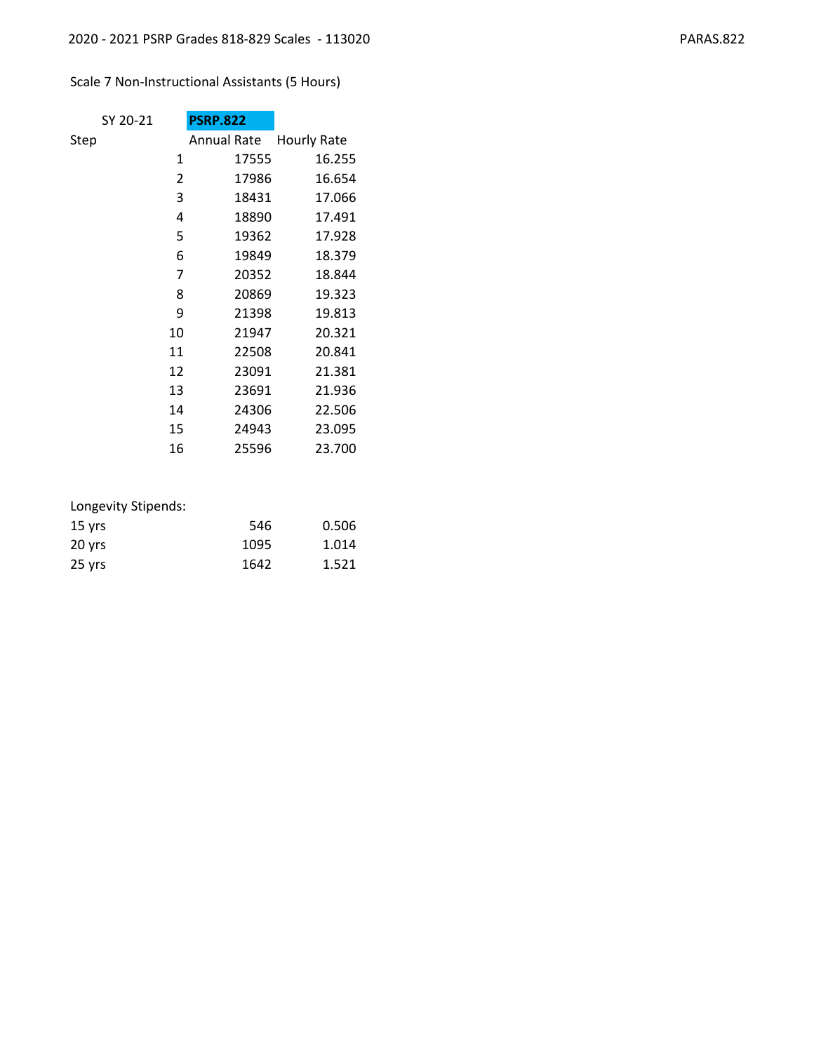2020 - 2021 PSRP Grades 818-829 Scales - 113020

PARAS.822

Scale 7 Non-Instructional Assistants (5 Hours)

| SY 20-21 | **PSRP.822** | |
|---|---|---|
| Step | Annual Rate | Hourly Rate |
| 1 | 17555 | 16.255 |
| 2 | 17986 | 16.654 |
| 3 | 18431 | 17.066 |
| 4 | 18890 | 17.491 |
| 5 | 19362 | 17.928 |
| 6 | 19849 | 18.379 |
| 7 | 20352 | 18.844 |
| 8 | 20869 | 19.323 |
| 9 | 21398 | 19.813 |
| 10 | 21947 | 20.321 |
| 11 | 22508 | 20.841 |
| 12 | 23091 | 21.381 |
| 13 | 23691 | 21.936 |
| 14 | 24306 | 22.506 |
| 15 | 24943 | 23.095 |
| 16 | 25596 | 23.700 |

Longevity Stipends:

| | | |
|---|---|---|
| 15 yrs | 546 | 0.506 |
| 20 yrs | 1095 | 1.014 |
| 25 yrs | 1642 | 1.521 |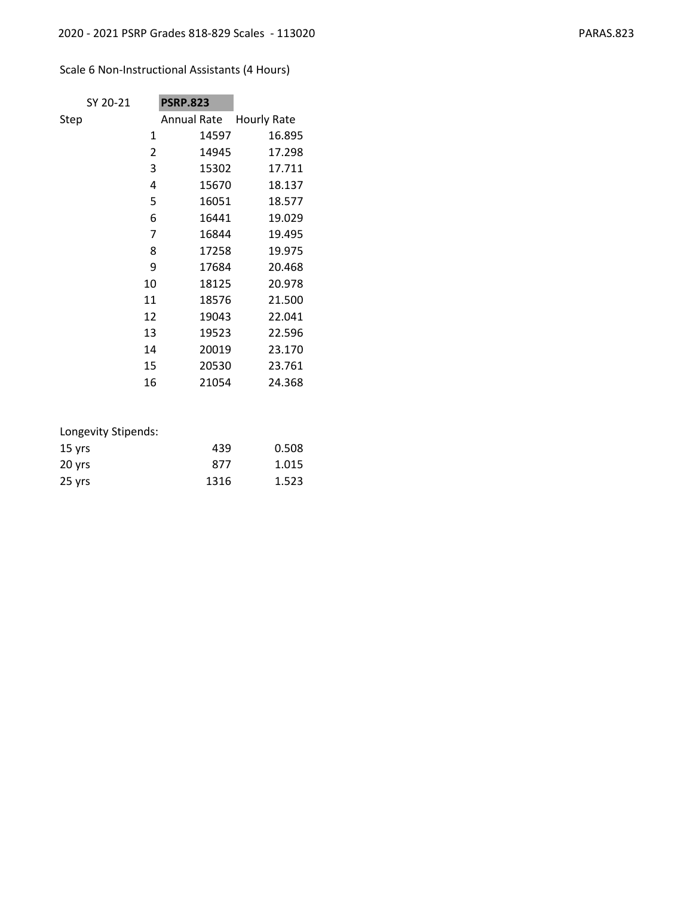Scale 6 Non-Instructional Assistants (4 Hours)

| SY 20-21 | PSRP.823 | |
|---|---|---|
| Step | Annual Rate | Hourly Rate |
| 1 | 14597 | 16.895 |
| 2 | 14945 | 17.298 |
| 3 | 15302 | 17.711 |
| 4 | 15670 | 18.137 |
| 5 | 16051 | 18.577 |
| 6 | 16441 | 19.029 |
| 7 | 16844 | 19.495 |
| 8 | 17258 | 19.975 |
| 9 | 17684 | 20.468 |
| 10 | 18125 | 20.978 |
| 11 | 18576 | 21.500 |
| 12 | 19043 | 22.041 |
| 13 | 19523 | 22.596 |
| 14 | 20019 | 23.170 |
| 15 | 20530 | 23.761 |
| 16 | 21054 | 24.368 |

| Longevity Stipends: | | |
|---|---|---|
| 15 yrs | 439 | 0.508 |
| 20 yrs | 877 | 1.015 |
| 25 yrs | 1316 | 1.523 |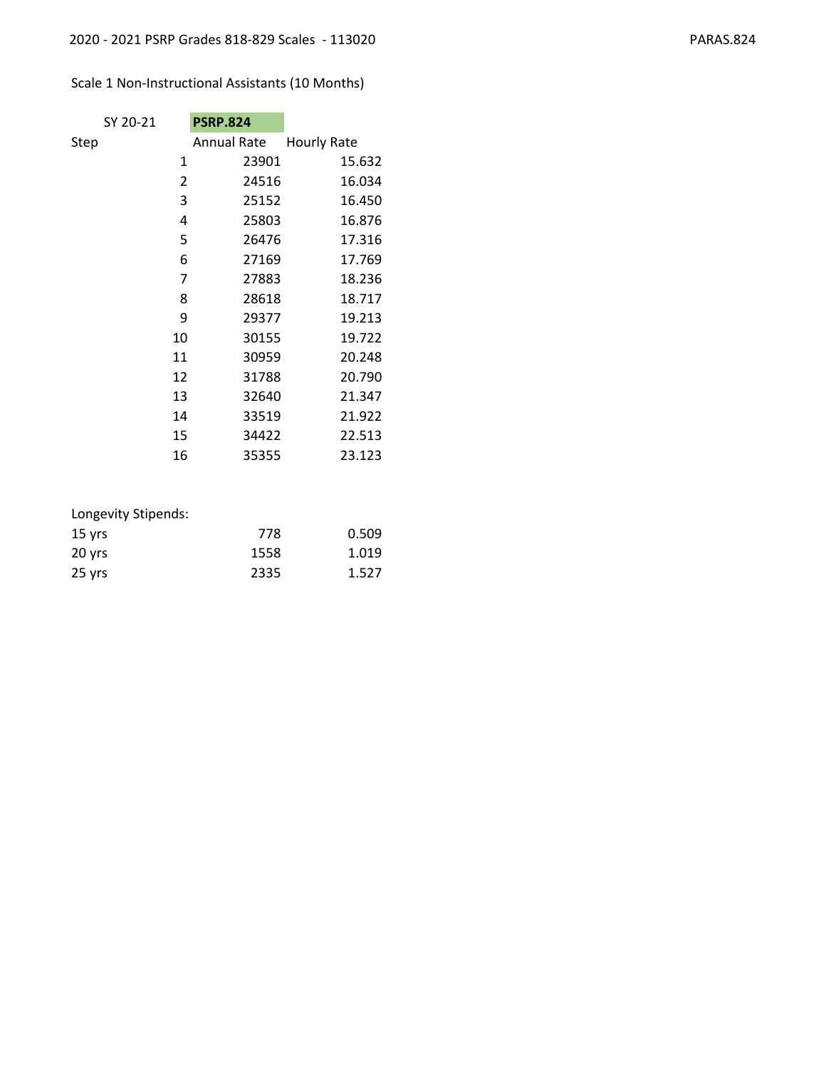2020 - 2021 PSRP Grades 818-829 Scales - 113020

PARAS.824

Scale 1 Non-Instructional Assistants (10 Months)

| SY 20-21 | PSRP.824 | |
|---|---|---|
| Step | Annual Rate | Hourly Rate |
| 1 | 23901 | 15.632 |
| 2 | 24516 | 16.034 |
| 3 | 25152 | 16.450 |
| 4 | 25803 | 16.876 |
| 5 | 26476 | 17.316 |
| 6 | 27169 | 17.769 |
| 7 | 27883 | 18.236 |
| 8 | 28618 | 18.717 |
| 9 | 29377 | 19.213 |
| 10 | 30155 | 19.722 |
| 11 | 30959 | 20.248 |
| 12 | 31788 | 20.790 |
| 13 | 32640 | 21.347 |
| 14 | 33519 | 21.922 |
| 15 | 34422 | 22.513 |
| 16 | 35355 | 23.123 |

| Longevity Stipends: | | |
|---|---|---|
| 15 yrs | 778 | 0.509 |
| 20 yrs | 1558 | 1.019 |
| 25 yrs | 2335 | 1.527 |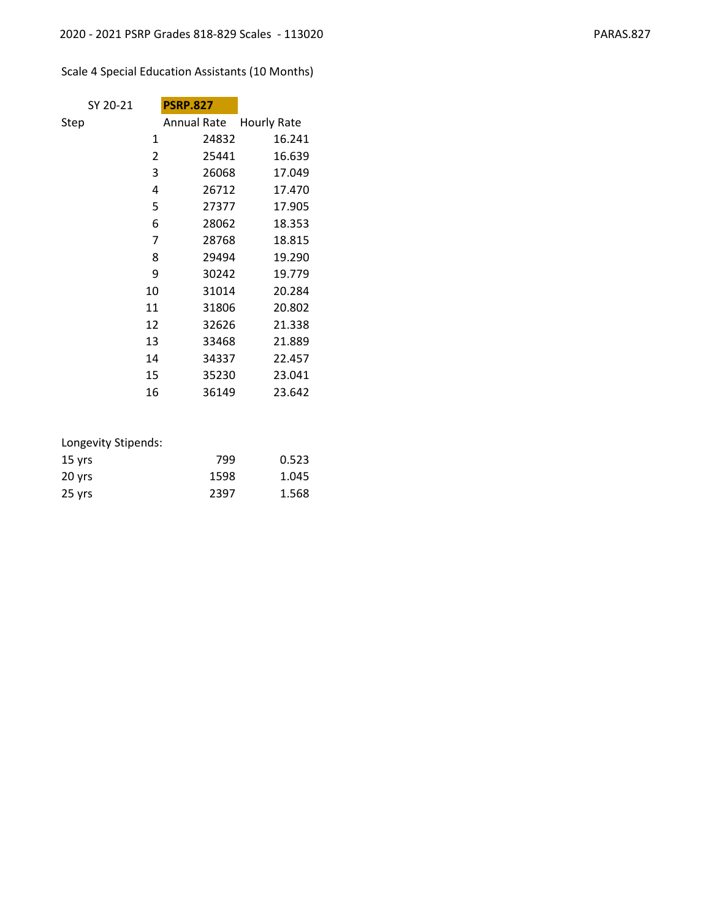2020 - 2021 PSRP Grades 818-829 Scales - 113020

PARAS.827

Scale 4 Special Education Assistants (10 Months)

| SY 20-21 | PSRP.827 | |
|---|---|---|
| Step | Annual Rate | Hourly Rate |
| 1 | 24832 | 16.241 |
| 2 | 25441 | 16.639 |
| 3 | 26068 | 17.049 |
| 4 | 26712 | 17.470 |
| 5 | 27377 | 17.905 |
| 6 | 28062 | 18.353 |
| 7 | 28768 | 18.815 |
| 8 | 29494 | 19.290 |
| 9 | 30242 | 19.779 |
| 10 | 31014 | 20.284 |
| 11 | 31806 | 20.802 |
| 12 | 32626 | 21.338 |
| 13 | 33468 | 21.889 |
| 14 | 34337 | 22.457 |
| 15 | 35230 | 23.041 |
| 16 | 36149 | 23.642 |

Longevity Stipends:

| | | |
|---|---|---|
| 15 yrs | 799 | 0.523 |
| 20 yrs | 1598 | 1.045 |
| 25 yrs | 2397 | 1.568 |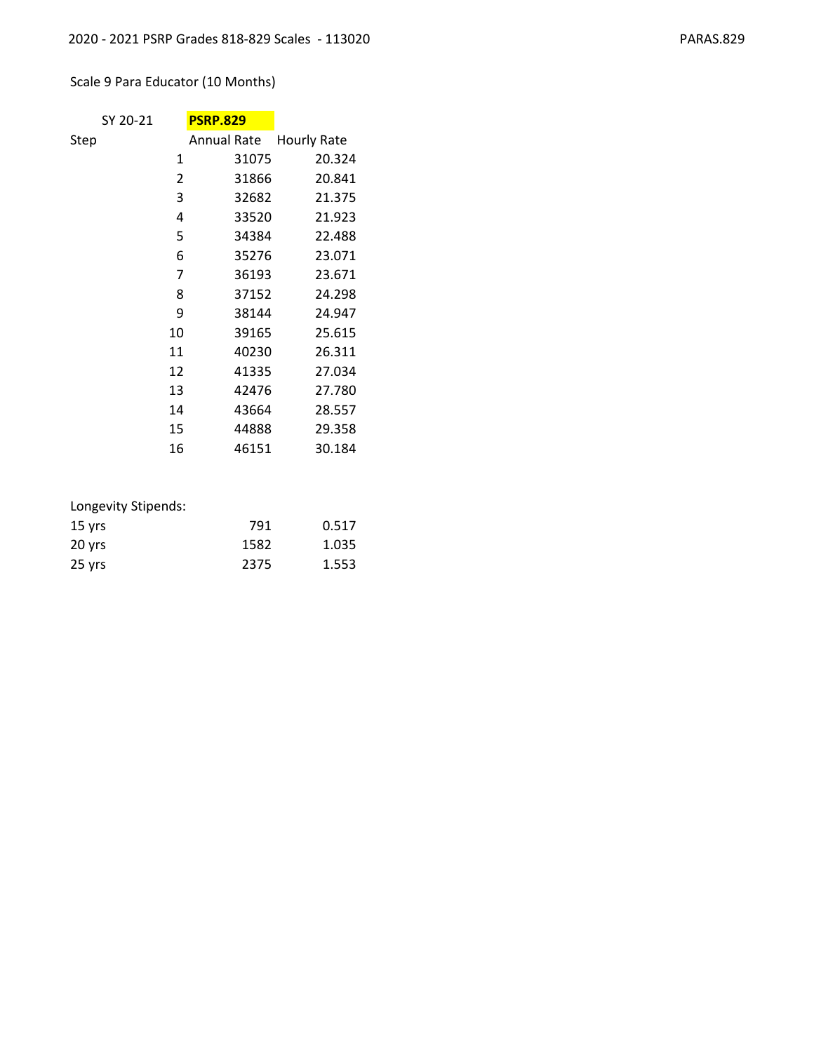Scale 9 Para Educator (10 Months)

| SY 20-21 | PSRP.829 | |
|---|---|---|
| Step | Annual Rate | Hourly Rate |
| 1 | 31075 | 20.324 |
| 2 | 31866 | 20.841 |
| 3 | 32682 | 21.375 |
| 4 | 33520 | 21.923 |
| 5 | 34384 | 22.488 |
| 6 | 35276 | 23.071 |
| 7 | 36193 | 23.671 |
| 8 | 37152 | 24.298 |
| 9 | 38144 | 24.947 |
| 10 | 39165 | 25.615 |
| 11 | 40230 | 26.311 |
| 12 | 41335 | 27.034 |
| 13 | 42476 | 27.780 |
| 14 | 43664 | 28.557 |
| 15 | 44888 | 29.358 |
| 16 | 46151 | 30.184 |

Longevity Stipends:

| | | |
|---|---|---|
| 15 yrs | 791 | 0.517 |
| 20 yrs | 1582 | 1.035 |
| 25 yrs | 2375 | 1.553 |